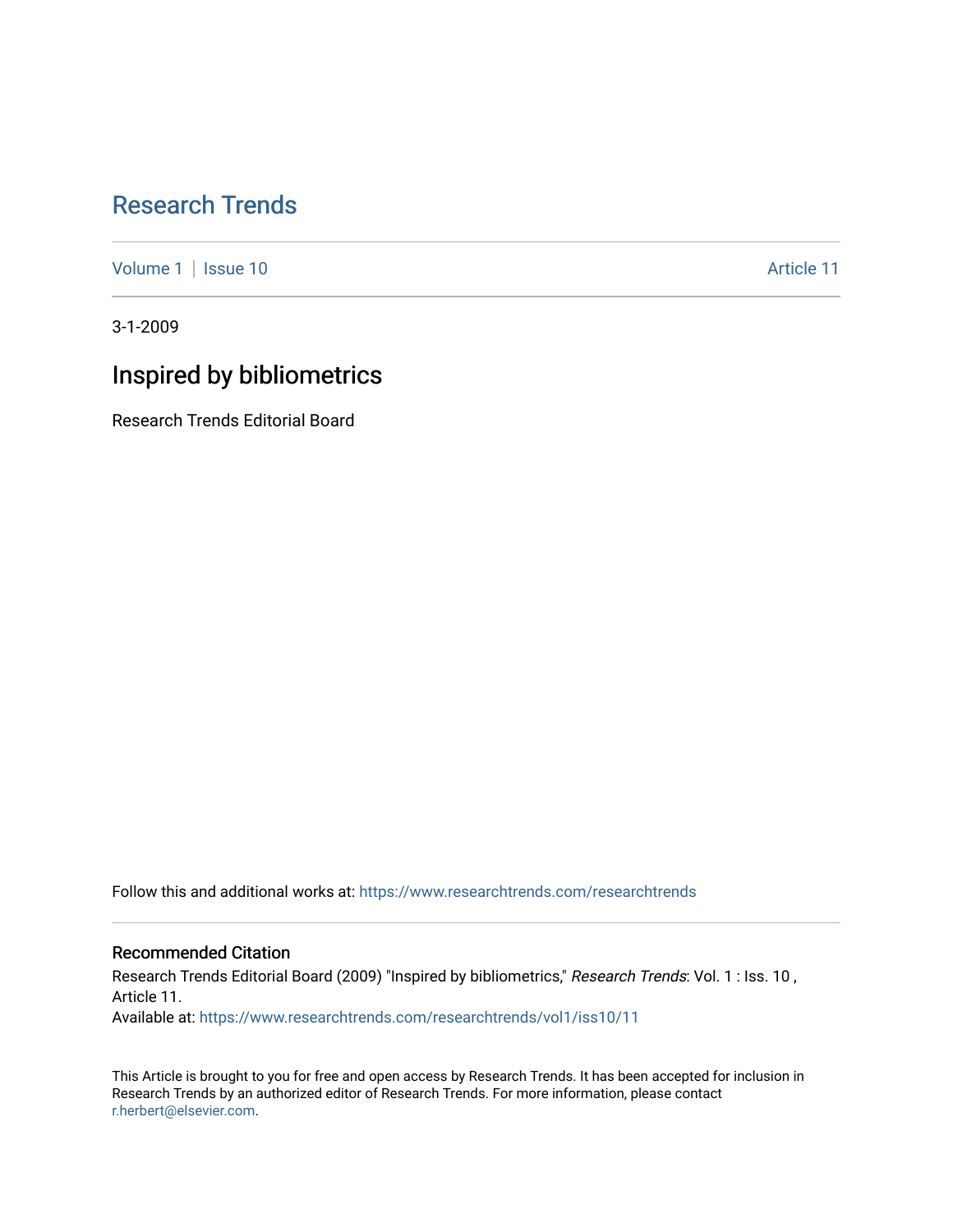# Research Trends

Volume 1 | Issue 10 Article 11

3-1-2009

## Inspired by bibliometrics

Research Trends Editorial Board

Follow this and additional works at: https://www.researchtrends.com/researchtrends

### Recommended Citation

Research Trends Editorial Board (2009) "Inspired by bibliometrics," *Research Trends*: Vol. 1 : Iss. 10 , Article 11.

Available at: https://www.researchtrends.com/researchtrends/vol1/iss10/11

This Article is brought to you for free and open access by Research Trends. It has been accepted for inclusion in Research Trends by an authorized editor of Research Trends. For more information, please contact r.herbert@elsevier.com.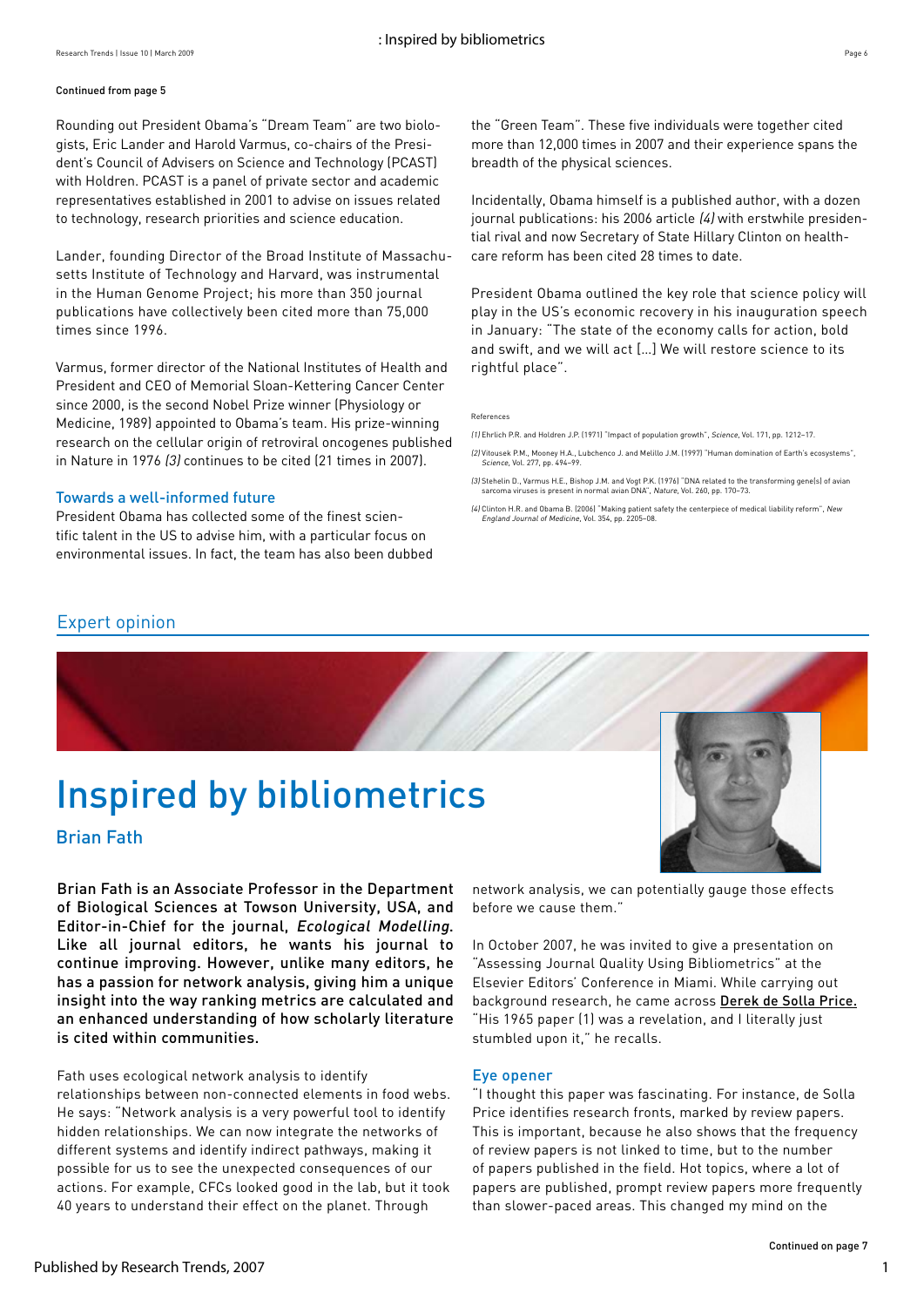Continued from page 5

Rounding out President Obama's "Dream Team" are two biologists, Eric Lander and Harold Varmus, co-chairs of the President's Council of Advisers on Science and Technology (PCAST) with Holdren. PCAST is a panel of private sector and academic representatives established in 2001 to advise on issues related to technology, research priorities and science education.

Lander, founding Director of the Broad Institute of Massachusetts Institute of Technology and Harvard, was instrumental in the Human Genome Project; his more than 350 journal publications have collectively been cited more than 75,000 times since 1996.

Varmus, former director of the National Institutes of Health and President and CEO of Memorial Sloan-Kettering Cancer Center since 2000, is the second Nobel Prize winner (Physiology or Medicine, 1989) appointed to Obama's team. His prize-winning research on the cellular origin of retroviral oncogenes published in Nature in 1976 *(3)* continues to be cited (21 times in 2007).

### Towards a well-informed future

President Obama has collected some of the finest scientific talent in the US to advise him, with a particular focus on environmental issues. In fact, the team has also been dubbed the "Green Team". These five individuals were together cited more than 12,000 times in 2007 and their experience spans the breadth of the physical sciences.

Incidentally, Obama himself is a published author, with a dozen journal publications: his 2006 article *(4)* with erstwhile presidential rival and now Secretary of State Hillary Clinton on healthcare reform has been cited 28 times to date.

President Obama outlined the key role that science policy will play in the US's economic recovery in his inauguration speech in January: "The state of the economy calls for action, bold and swift, and we will act [...] We will restore science to its rightful place".

References

*(1)* Ehrlich P.R. and Holdren J.P. (1971) "Impact of population growth", *Science*, Vol. 171, pp. 1212–17.

*(2)* Vitousek P.M., Mooney H.A., Lubchenco J. and Melillo J.M. (1997) "Human domination of Earth's ecosystems", *Science*, Vol. 277, pp. 494–99.

*(3)* Stehelin D., Varmus H.E., Bishop J.M. and Vogt P.K. (1976) "DNA related to the transforming gene(s) of avian sarcoma viruses is present in normal avian DNA", *Nature*, Vol. 260, pp. 170–73.

*(4)* Clinton H.R. and Obama B. (2006) "Making patient safety the centerpiece of medical liability reform", *New England Journal of Medicine*, Vol. 354, pp. 2205–08.

## Expert opinion

# Inspired by bibliometrics

## Brian Fath

**Brian Fath is an Associate Professor in the Department of Biological Sciences at Towson University, USA, and Editor-in-Chief for the journal, *Ecological Modelling*. Like all journal editors, he wants his journal to continue improving. However, unlike many editors, he has a passion for network analysis, giving him a unique insight into the way ranking metrics are calculated and an enhanced understanding of how scholarly literature is cited within communities.**

Fath uses ecological network analysis to identify relationships between non-connected elements in food webs. He says: "Network analysis is a very powerful tool to identify hidden relationships. We can now integrate the networks of different systems and identify indirect pathways, making it possible for us to see the unexpected consequences of our actions. For example, CFCs looked good in the lab, but it took 40 years to understand their effect on the planet. Through network analysis, we can potentially gauge those effects before we cause them."

In October 2007, he was invited to give a presentation on "Assessing Journal Quality Using Bibliometrics" at the Elsevier Editors' Conference in Miami. While carrying out background research, he came across Derek de Solla Price. "His 1965 paper (1) was a revelation, and I literally just stumbled upon it," he recalls.

### Eye opener

"I thought this paper was fascinating. For instance, de Solla Price identifies research fronts, marked by review papers. This is important, because he also shows that the frequency of review papers is not linked to time, but to the number of papers published in the field. Hot topics, where a lot of papers are published, prompt review papers more frequently than slower-paced areas. This changed my mind on the

Continued on page 7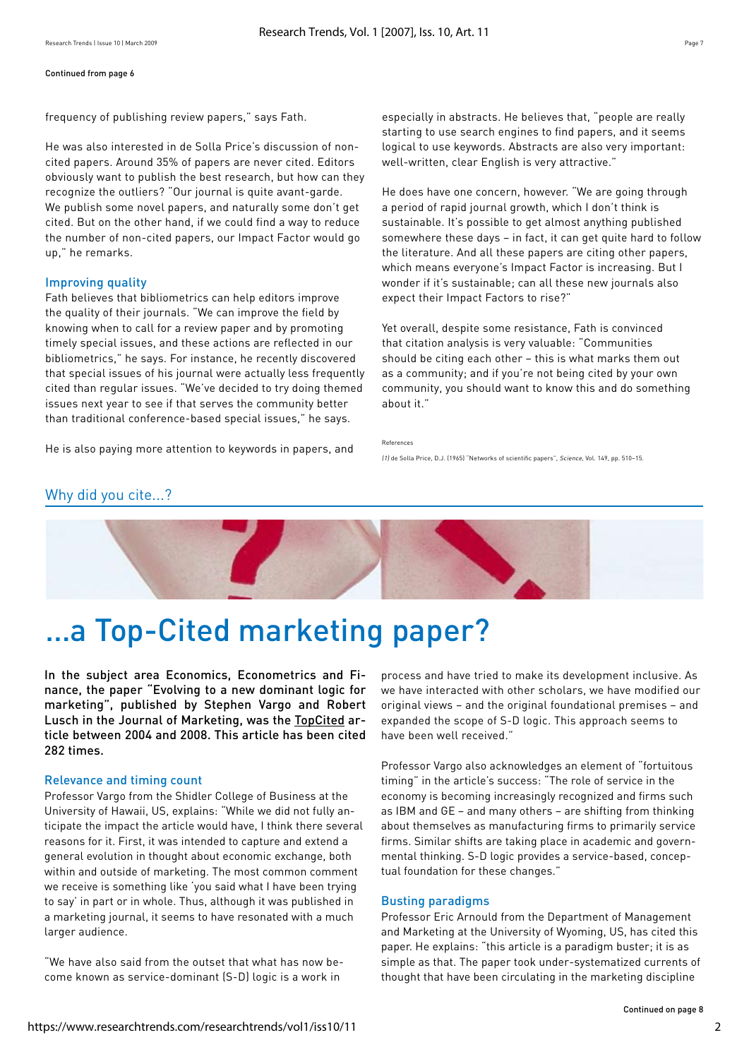Continued from page 6

frequency of publishing review papers," says Fath.

He was also interested in de Solla Price's discussion of non-cited papers. Around 35% of papers are never cited. Editors obviously want to publish the best research, but how can they recognize the outliers? "Our journal is quite avant-garde. We publish some novel papers, and naturally some don't get cited. But on the other hand, if we could find a way to reduce the number of non-cited papers, our Impact Factor would go up," he remarks.

### Improving quality

Fath believes that bibliometrics can help editors improve the quality of their journals. "We can improve the field by knowing when to call for a review paper and by promoting timely special issues, and these actions are reflected in our bibliometrics," he says. For instance, he recently discovered that special issues of his journal were actually less frequently cited than regular issues. "We've decided to try doing themed issues next year to see if that serves the community better than traditional conference-based special issues," he says.

He is also paying more attention to keywords in papers, and especially in abstracts. He believes that, "people are really starting to use search engines to find papers, and it seems logical to use keywords. Abstracts are also very important: well-written, clear English is very attractive."

He does have one concern, however. "We are going through a period of rapid journal growth, which I don't think is sustainable. It's possible to get almost anything published somewhere these days – in fact, it can get quite hard to follow the literature. And all these papers are citing other papers, which means everyone's Impact Factor is increasing. But I wonder if it's sustainable; can all these new journals also expect their Impact Factors to rise?"

Yet overall, despite some resistance, Fath is convinced that citation analysis is very valuable: "Communities should be citing each other – this is what marks them out as a community; and if you're not being cited by your own community, you should want to know this and do something about it."

References

(1) de Solla Price, D.J. (1965) "Networks of scientific papers", *Science*, Vol. 149, pp. 510–15.

## Why did you cite...?

# ...a Top-Cited marketing paper?

**In the subject area Economics, Econometrics and Finance, the paper "Evolving to a new dominant logic for marketing", published by Stephen Vargo and Robert Lusch in the Journal of Marketing, was the TopCited article between 2004 and 2008. This article has been cited 282 times.**

### Relevance and timing count

Professor Vargo from the Shidler College of Business at the University of Hawaii, US, explains: "While we did not fully anticipate the impact the article would have, I think there several reasons for it. First, it was intended to capture and extend a general evolution in thought about economic exchange, both within and outside of marketing. The most common comment we receive is something like 'you said what I have been trying to say' in part or in whole. Thus, although it was published in a marketing journal, it seems to have resonated with a much larger audience.

"We have also said from the outset that what has now become known as service-dominant (S-D) logic is a work in process and have tried to make its development inclusive. As we have interacted with other scholars, we have modified our original views – and the original foundational premises – and expanded the scope of S-D logic. This approach seems to have been well received."

Professor Vargo also acknowledges an element of "fortuitous timing" in the article's success: "The role of service in the economy is becoming increasingly recognized and firms such as IBM and GE – and many others – are shifting from thinking about themselves as manufacturing firms to primarily service firms. Similar shifts are taking place in academic and governmental thinking. S-D logic provides a service-based, conceptual foundation for these changes."

### Busting paradigms

Professor Eric Arnould from the Department of Management and Marketing at the University of Wyoming, US, has cited this paper. He explains: "this article is a paradigm buster; it is as simple as that. The paper took under-systematized currents of thought that have been circulating in the marketing discipline

Continued on page 8